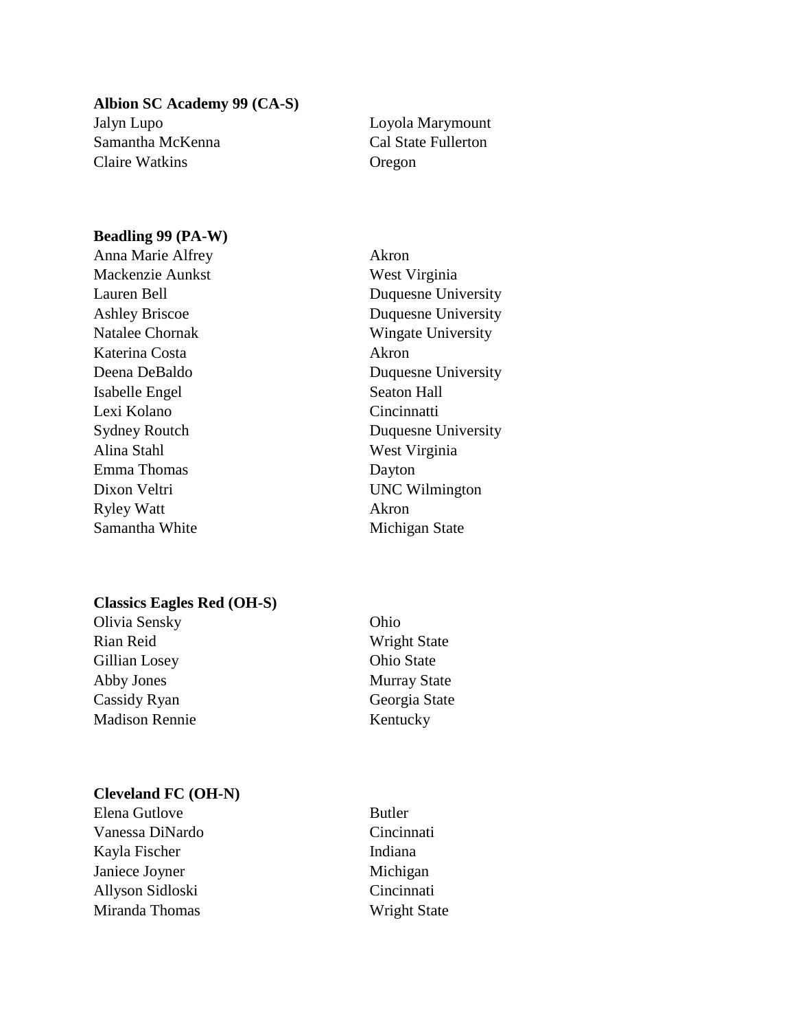**Albion SC Academy 99 (CA-S)**

| | |
|---|---|
| Jalyn Lupo | Loyola Marymount |
| Samantha McKenna | Cal State Fullerton |
| Claire Watkins | Oregon |

**Beadling 99 (PA-W)**

| | |
|---|---|
| Anna Marie Alfrey | Akron |
| Mackenzie Aunkst | West Virginia |
| Lauren Bell | Duquesne University |
| Ashley Briscoe | Duquesne University |
| Natalee Chornak | Wingate University |
| Katerina Costa | Akron |
| Deena DeBaldo | Duquesne University |
| Isabelle Engel | Seaton Hall |
| Lexi Kolano | Cincinnatti |
| Sydney Routch | Duquesne University |
| Alina Stahl | West Virginia |
| Emma Thomas | Dayton |
| Dixon Veltri | UNC Wilmington |
| Ryley Watt | Akron |
| Samantha White | Michigan State |

**Classics Eagles Red (OH-S)**

| | |
|---|---|
| Olivia Sensky | Ohio |
| Rian Reid | Wright State |
| Gillian Losey | Ohio State |
| Abby Jones | Murray State |
| Cassidy Ryan | Georgia State |
| Madison Rennie | Kentucky |

**Cleveland FC (OH-N)**

| | |
|---|---|
| Elena Gutlove | Butler |
| Vanessa DiNardo | Cincinnati |
| Kayla Fischer | Indiana |
| Janiece Joyner | Michigan |
| Allyson Sidloski | Cincinnati |
| Miranda Thomas | Wright State |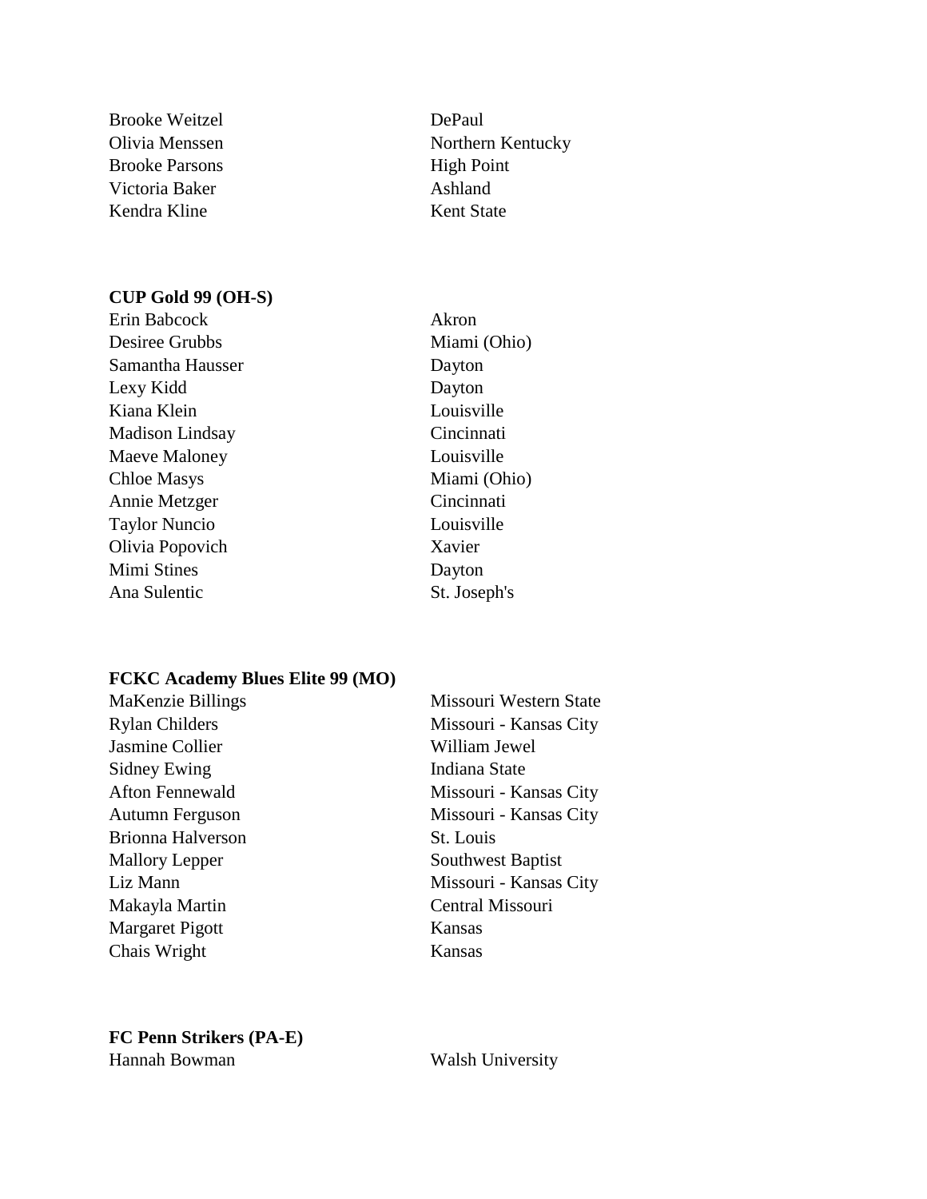| | |
|---|---|
| Brooke Weitzel | DePaul |
| Olivia Menssen | Northern Kentucky |
| Brooke Parsons | High Point |
| Victoria Baker | Ashland |
| Kendra Kline | Kent State |

**CUP Gold 99 (OH-S)**

| | |
|---|---|
| Erin Babcock | Akron |
| Desiree Grubbs | Miami (Ohio) |
| Samantha Hausser | Dayton |
| Lexy Kidd | Dayton |
| Kiana Klein | Louisville |
| Madison Lindsay | Cincinnati |
| Maeve Maloney | Louisville |
| Chloe Masys | Miami (Ohio) |
| Annie Metzger | Cincinnati |
| Taylor Nuncio | Louisville |
| Olivia Popovich | Xavier |
| Mimi Stines | Dayton |
| Ana Sulentic | St. Joseph's |

**FCKC Academy Blues Elite 99 (MO)**

| | |
|---|---|
| MaKenzie Billings | Missouri Western State |
| Rylan Childers | Missouri - Kansas City |
| Jasmine Collier | William Jewel |
| Sidney Ewing | Indiana State |
| Afton Fennewald | Missouri - Kansas City |
| Autumn Ferguson | Missouri - Kansas City |
| Brionna Halverson | St. Louis |
| Mallory Lepper | Southwest Baptist |
| Liz Mann | Missouri - Kansas City |
| Makayla Martin | Central Missouri |
| Margaret Pigott | Kansas |
| Chais Wright | Kansas |

**FC Penn Strikers (PA-E)**

| | |
|---|---|
| Hannah Bowman | Walsh University |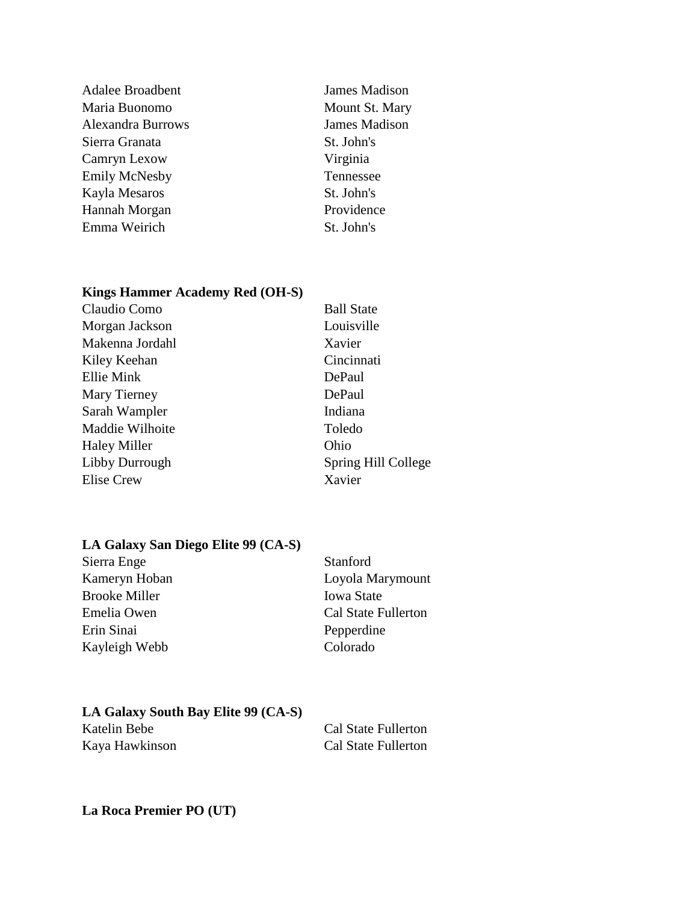Adalee Broadbent James Madison
Maria Buonomo Mount St. Mary
Alexandra Burrows James Madison
Sierra Granata St. John's
Camryn Lexow Virginia
Emily McNesby Tennessee
Kayla Mesaros St. John's
Hannah Morgan Providence
Emma Weirich St. John's

**Kings Hammer Academy Red (OH-S)**

Claudio Como Ball State
Morgan Jackson Louisville
Makenna Jordahl Xavier
Kiley Keehan Cincinnati
Ellie Mink DePaul
Mary Tierney DePaul
Sarah Wampler Indiana
Maddie Wilhoite Toledo
Haley Miller Ohio
Libby Durrough Spring Hill College
Elise Crew Xavier

**LA Galaxy San Diego Elite 99 (CA-S)**

Sierra Enge Stanford
Kameryn Hoban Loyola Marymount
Brooke Miller Iowa State
Emelia Owen Cal State Fullerton
Erin Sinai Pepperdine
Kayleigh Webb Colorado

**LA Galaxy South Bay Elite 99 (CA-S)**

Katelin Bebe Cal State Fullerton
Kaya Hawkinson Cal State Fullerton

**La Roca Premier PO (UT)**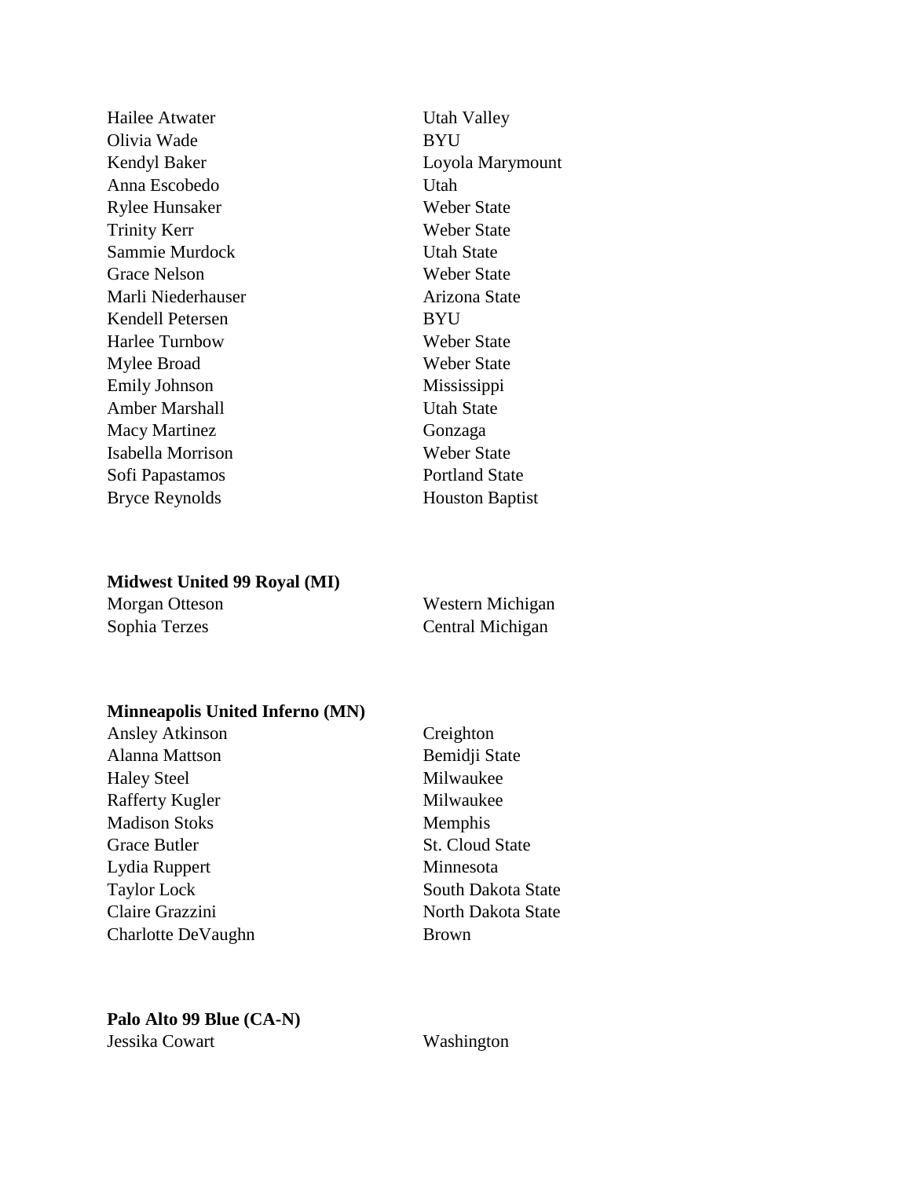| | |
|---|---|
| Hailee Atwater | Utah Valley |
| Olivia Wade | BYU |
| Kendyl Baker | Loyola Marymount |
| Anna Escobedo | Utah |
| Rylee Hunsaker | Weber State |
| Trinity Kerr | Weber State |
| Sammie Murdock | Utah State |
| Grace Nelson | Weber State |
| Marli Niederhauser | Arizona State |
| Kendell Petersen | BYU |
| Harlee Turnbow | Weber State |
| Mylee Broad | Weber State |
| Emily Johnson | Mississippi |
| Amber Marshall | Utah State |
| Macy Martinez | Gonzaga |
| Isabella Morrison | Weber State |
| Sofi Papastamos | Portland State |
| Bryce Reynolds | Houston Baptist |

**Midwest United 99 Royal (MI)**

| | |
|---|---|
| Morgan Otteson | Western Michigan |
| Sophia Terzes | Central Michigan |

**Minneapolis United Inferno (MN)**

| | |
|---|---|
| Ansley Atkinson | Creighton |
| Alanna Mattson | Bemidji State |
| Haley Steel | Milwaukee |
| Rafferty Kugler | Milwaukee |
| Madison Stoks | Memphis |
| Grace Butler | St. Cloud State |
| Lydia Ruppert | Minnesota |
| Taylor Lock | South Dakota State |
| Claire Grazzini | North Dakota State |
| Charlotte DeVaughn | Brown |

**Palo Alto 99 Blue (CA-N)**

| | |
|---|---|
| Jessika Cowart | Washington |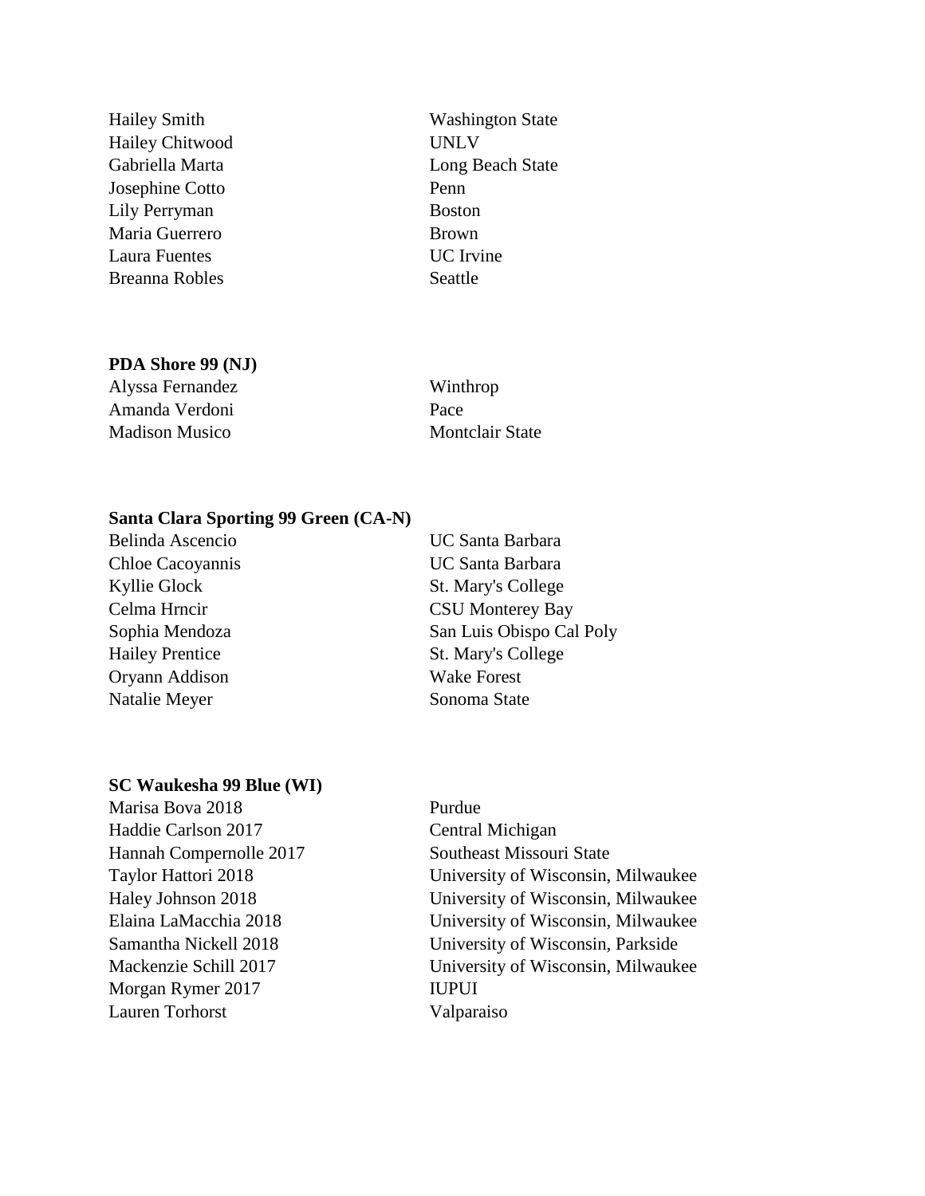| | |
|---|---|
| Hailey Smith | Washington State |
| Hailey Chitwood | UNLV |
| Gabriella Marta | Long Beach State |
| Josephine Cotto | Penn |
| Lily Perryman | Boston |
| Maria Guerrero | Brown |
| Laura Fuentes | UC Irvine |
| Breanna Robles | Seattle |

**PDA Shore 99 (NJ)**

| | |
|---|---|
| Alyssa Fernandez | Winthrop |
| Amanda Verdoni | Pace |
| Madison Musico | Montclair State |

**Santa Clara Sporting 99 Green (CA-N)**

| | |
|---|---|
| Belinda Ascencio | UC Santa Barbara |
| Chloe Cacoyannis | UC Santa Barbara |
| Kyllie Glock | St. Mary's College |
| Celma Hrncir | CSU Monterey Bay |
| Sophia Mendoza | San Luis Obispo Cal Poly |
| Hailey Prentice | St. Mary's College |
| Oryann Addison | Wake Forest |
| Natalie Meyer | Sonoma State |

**SC Waukesha 99 Blue (WI)**

| | |
|---|---|
| Marisa Bova 2018 | Purdue |
| Haddie Carlson 2017 | Central Michigan |
| Hannah Compernolle 2017 | Southeast Missouri State |
| Taylor Hattori 2018 | University of Wisconsin, Milwaukee |
| Haley Johnson 2018 | University of Wisconsin, Milwaukee |
| Elaina LaMacchia 2018 | University of Wisconsin, Milwaukee |
| Samantha Nickell 2018 | University of Wisconsin, Parkside |
| Mackenzie Schill 2017 | University of Wisconsin, Milwaukee |
| Morgan Rymer 2017 | IUPUI |
| Lauren Torhorst | Valparaiso |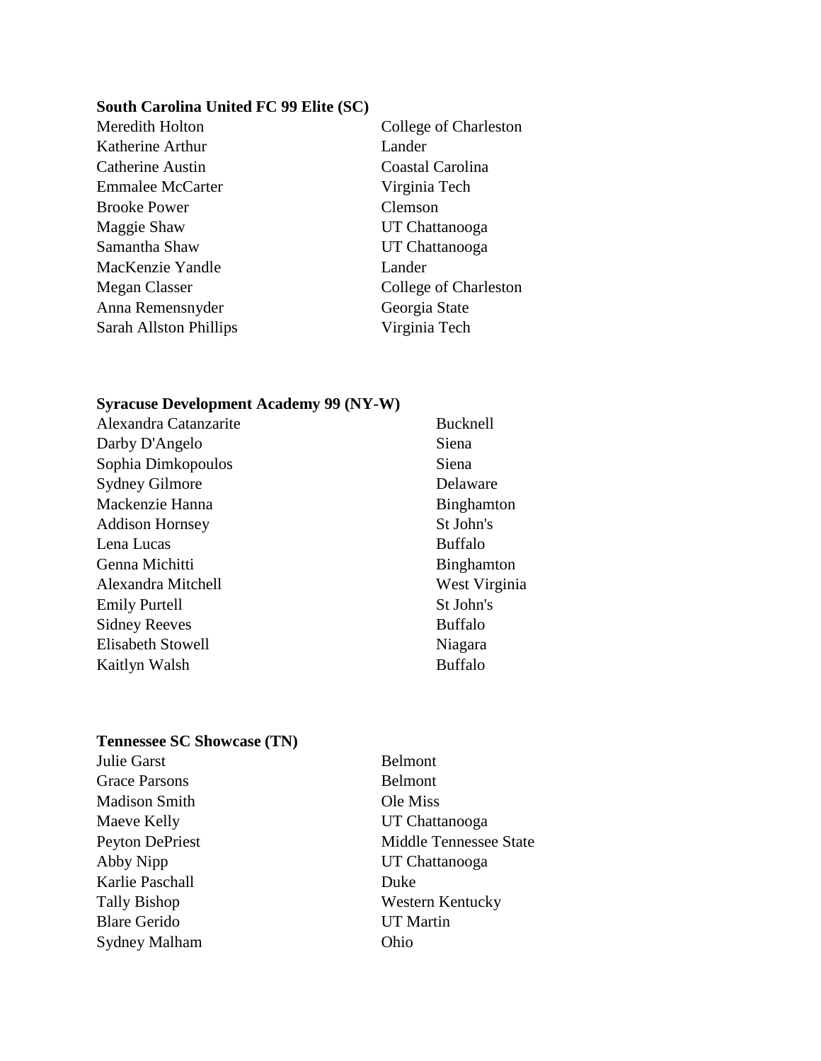**South Carolina United FC 99 Elite (SC)**

| | |
|---|---|
| Meredith Holton | College of Charleston |
| Katherine Arthur | Lander |
| Catherine Austin | Coastal Carolina |
| Emmalee McCarter | Virginia Tech |
| Brooke Power | Clemson |
| Maggie Shaw | UT Chattanooga |
| Samantha Shaw | UT Chattanooga |
| MacKenzie Yandle | Lander |
| Megan Classer | College of Charleston |
| Anna Remensnyder | Georgia State |
| Sarah Allston Phillips | Virginia Tech |

**Syracuse Development Academy 99 (NY-W)**

| | |
|---|---|
| Alexandra Catanzarite | Bucknell |
| Darby D'Angelo | Siena |
| Sophia Dimkopoulos | Siena |
| Sydney Gilmore | Delaware |
| Mackenzie Hanna | Binghamton |
| Addison Hornsey | St John's |
| Lena Lucas | Buffalo |
| Genna Michitti | Binghamton |
| Alexandra Mitchell | West Virginia |
| Emily Purtell | St John's |
| Sidney Reeves | Buffalo |
| Elisabeth Stowell | Niagara |
| Kaitlyn Walsh | Buffalo |

**Tennessee SC Showcase (TN)**

| | |
|---|---|
| Julie Garst | Belmont |
| Grace Parsons | Belmont |
| Madison Smith | Ole Miss |
| Maeve Kelly | UT Chattanooga |
| Peyton DePriest | Middle Tennessee State |
| Abby Nipp | UT Chattanooga |
| Karlie Paschall | Duke |
| Tally Bishop | Western Kentucky |
| Blare Gerido | UT Martin |
| Sydney Malham | Ohio |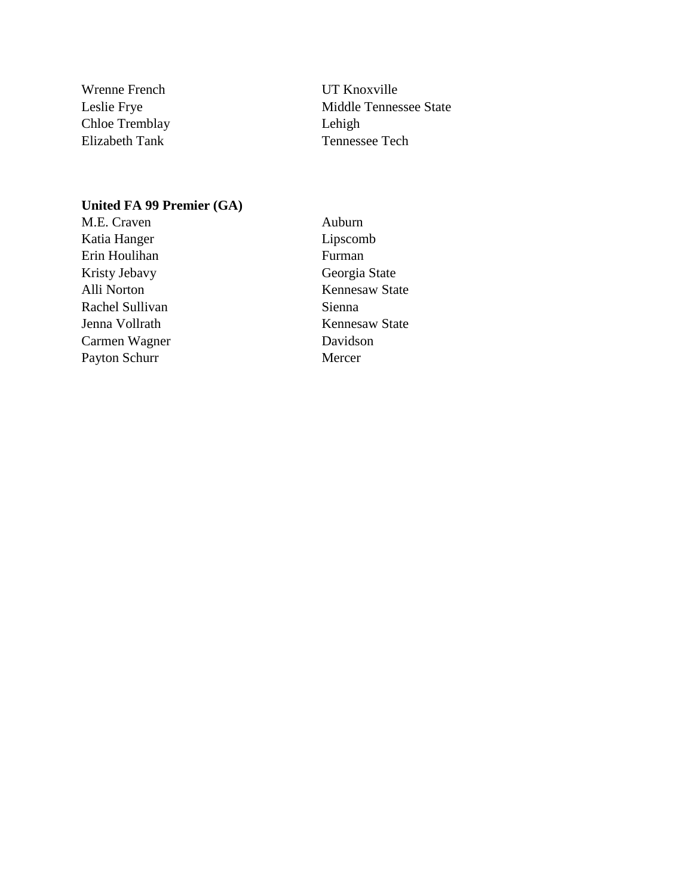| | |
|---|---|
| Wrenne French | UT Knoxville |
| Leslie Frye | Middle Tennessee State |
| Chloe Tremblay | Lehigh |
| Elizabeth Tank | Tennessee Tech |

**United FA 99 Premier (GA)**

| | |
|---|---|
| M.E. Craven | Auburn |
| Katia Hanger | Lipscomb |
| Erin Houlihan | Furman |
| Kristy Jebavy | Georgia State |
| Alli Norton | Kennesaw State |
| Rachel Sullivan | Sienna |
| Jenna Vollrath | Kennesaw State |
| Carmen Wagner | Davidson |
| Payton Schurr | Mercer |